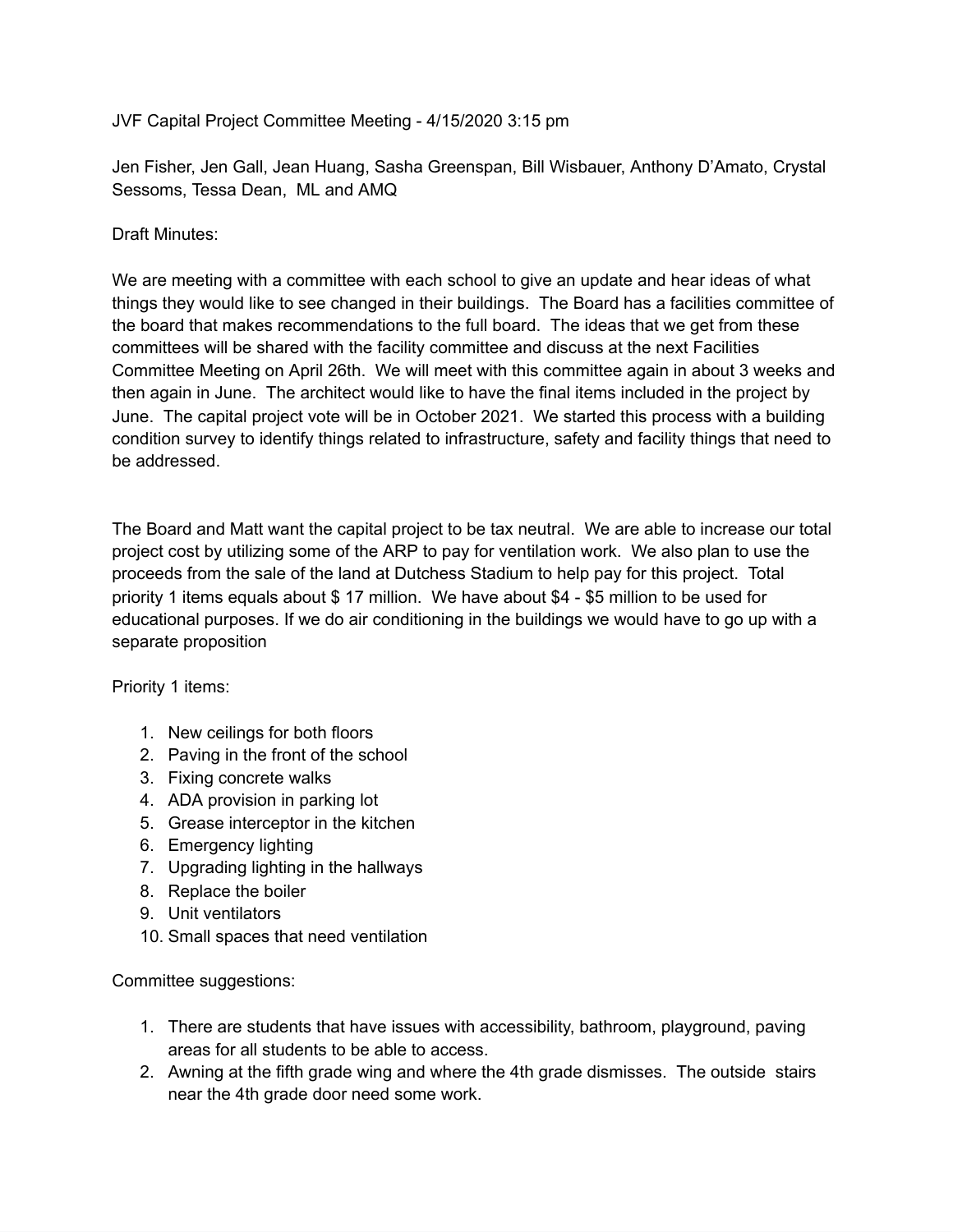JVF Capital Project Committee Meeting - 4/15/2020 3:15 pm

Jen Fisher, Jen Gall, Jean Huang, Sasha Greenspan, Bill Wisbauer, Anthony D'Amato, Crystal Sessoms, Tessa Dean, ML and AMQ

Draft Minutes:

We are meeting with a committee with each school to give an update and hear ideas of what things they would like to see changed in their buildings. The Board has a facilities committee of the board that makes recommendations to the full board. The ideas that we get from these committees will be shared with the facility committee and discuss at the next Facilities Committee Meeting on April 26th. We will meet with this committee again in about 3 weeks and then again in June. The architect would like to have the final items included in the project by June. The capital project vote will be in October 2021. We started this process with a building condition survey to identify things related to infrastructure, safety and facility things that need to be addressed.

The Board and Matt want the capital project to be tax neutral. We are able to increase our total project cost by utilizing some of the ARP to pay for ventilation work. We also plan to use the proceeds from the sale of the land at Dutchess Stadium to help pay for this project. Total priority 1 items equals about $ 17 million. We have about $4 - $5 million to be used for educational purposes. If we do air conditioning in the buildings we would have to go up with a separate proposition

Priority 1 items:

1. New ceilings for both floors
2. Paving in the front of the school
3. Fixing concrete walks
4. ADA provision in parking lot
5. Grease interceptor in the kitchen
6. Emergency lighting
7. Upgrading lighting in the hallways
8. Replace the boiler
9. Unit ventilators
10. Small spaces that need ventilation

Committee suggestions:

1. There are students that have issues with accessibility, bathroom, playground, paving areas for all students to be able to access.
2. Awning at the fifth grade wing and where the 4th grade dismisses. The outside stairs near the 4th grade door need some work.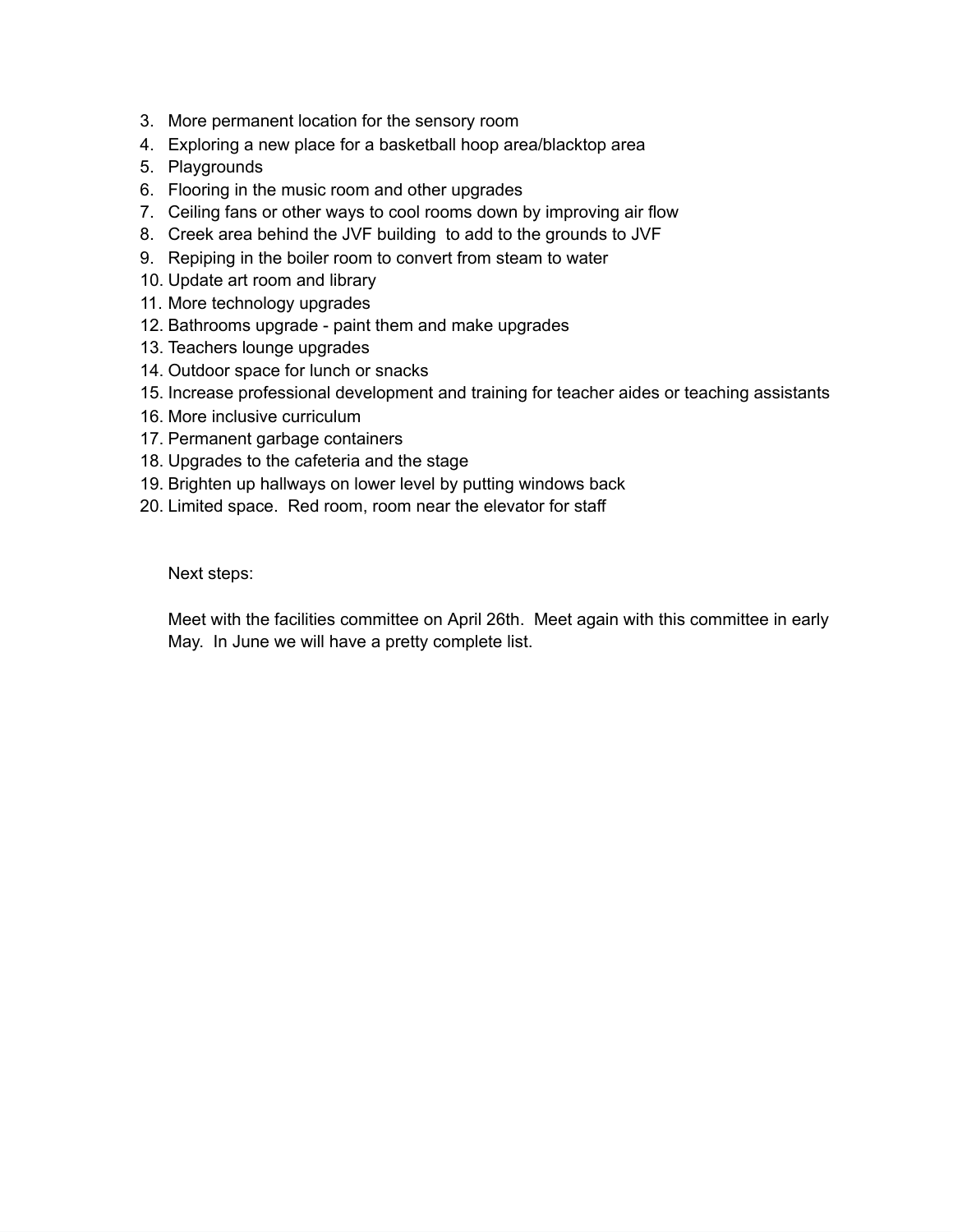3. More permanent location for the sensory room
4. Exploring a new place for a basketball hoop area/blacktop area
5. Playgrounds
6. Flooring in the music room and other upgrades
7. Ceiling fans or other ways to cool rooms down by improving air flow
8. Creek area behind the JVF building  to add to the grounds to JVF
9. Repiping in the boiler room to convert from steam to water
10. Update art room and library
11. More technology upgrades
12. Bathrooms upgrade - paint them and make upgrades
13. Teachers lounge upgrades
14. Outdoor space for lunch or snacks
15. Increase professional development and training for teacher aides or teaching assistants
16. More inclusive curriculum
17. Permanent garbage containers
18. Upgrades to the cafeteria and the stage
19. Brighten up hallways on lower level by putting windows back
20. Limited space.  Red room, room near the elevator for staff

Next steps:

Meet with the facilities committee on April 26th.  Meet again with this committee in early May.  In June we will have a pretty complete list.